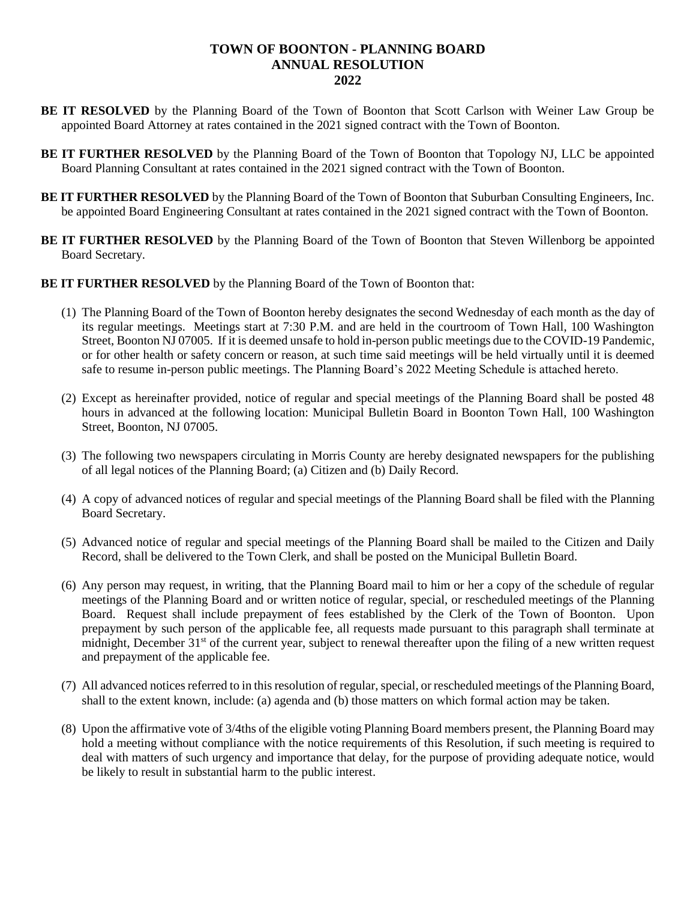# TOWN OF BOONTON - PLANNING BOARD
# ANNUAL RESOLUTION
# 2022

**BE IT RESOLVED** by the Planning Board of the Town of Boonton that Scott Carlson with Weiner Law Group be appointed Board Attorney at rates contained in the 2021 signed contract with the Town of Boonton.

**BE IT FURTHER RESOLVED** by the Planning Board of the Town of Boonton that Topology NJ, LLC be appointed Board Planning Consultant at rates contained in the 2021 signed contract with the Town of Boonton.

**BE IT FURTHER RESOLVED** by the Planning Board of the Town of Boonton that Suburban Consulting Engineers, Inc. be appointed Board Engineering Consultant at rates contained in the 2021 signed contract with the Town of Boonton.

**BE IT FURTHER RESOLVED** by the Planning Board of the Town of Boonton that Steven Willenborg be appointed Board Secretary.

**BE IT FURTHER RESOLVED** by the Planning Board of the Town of Boonton that:

(1) The Planning Board of the Town of Boonton hereby designates the second Wednesday of each month as the day of its regular meetings. Meetings start at 7:30 P.M. and are held in the courtroom of Town Hall, 100 Washington Street, Boonton NJ 07005. If it is deemed unsafe to hold in-person public meetings due to the COVID-19 Pandemic, or for other health or safety concern or reason, at such time said meetings will be held virtually until it is deemed safe to resume in-person public meetings. The Planning Board's 2022 Meeting Schedule is attached hereto.

(2) Except as hereinafter provided, notice of regular and special meetings of the Planning Board shall be posted 48 hours in advanced at the following location: Municipal Bulletin Board in Boonton Town Hall, 100 Washington Street, Boonton, NJ 07005.

(3) The following two newspapers circulating in Morris County are hereby designated newspapers for the publishing of all legal notices of the Planning Board; (a) Citizen and (b) Daily Record.

(4) A copy of advanced notices of regular and special meetings of the Planning Board shall be filed with the Planning Board Secretary.

(5) Advanced notice of regular and special meetings of the Planning Board shall be mailed to the Citizen and Daily Record, shall be delivered to the Town Clerk, and shall be posted on the Municipal Bulletin Board.

(6) Any person may request, in writing, that the Planning Board mail to him or her a copy of the schedule of regular meetings of the Planning Board and or written notice of regular, special, or rescheduled meetings of the Planning Board. Request shall include prepayment of fees established by the Clerk of the Town of Boonton. Upon prepayment by such person of the applicable fee, all requests made pursuant to this paragraph shall terminate at midnight, December 31st of the current year, subject to renewal thereafter upon the filing of a new written request and prepayment of the applicable fee.

(7) All advanced notices referred to in this resolution of regular, special, or rescheduled meetings of the Planning Board, shall to the extent known, include: (a) agenda and (b) those matters on which formal action may be taken.

(8) Upon the affirmative vote of 3/4ths of the eligible voting Planning Board members present, the Planning Board may hold a meeting without compliance with the notice requirements of this Resolution, if such meeting is required to deal with matters of such urgency and importance that delay, for the purpose of providing adequate notice, would be likely to result in substantial harm to the public interest.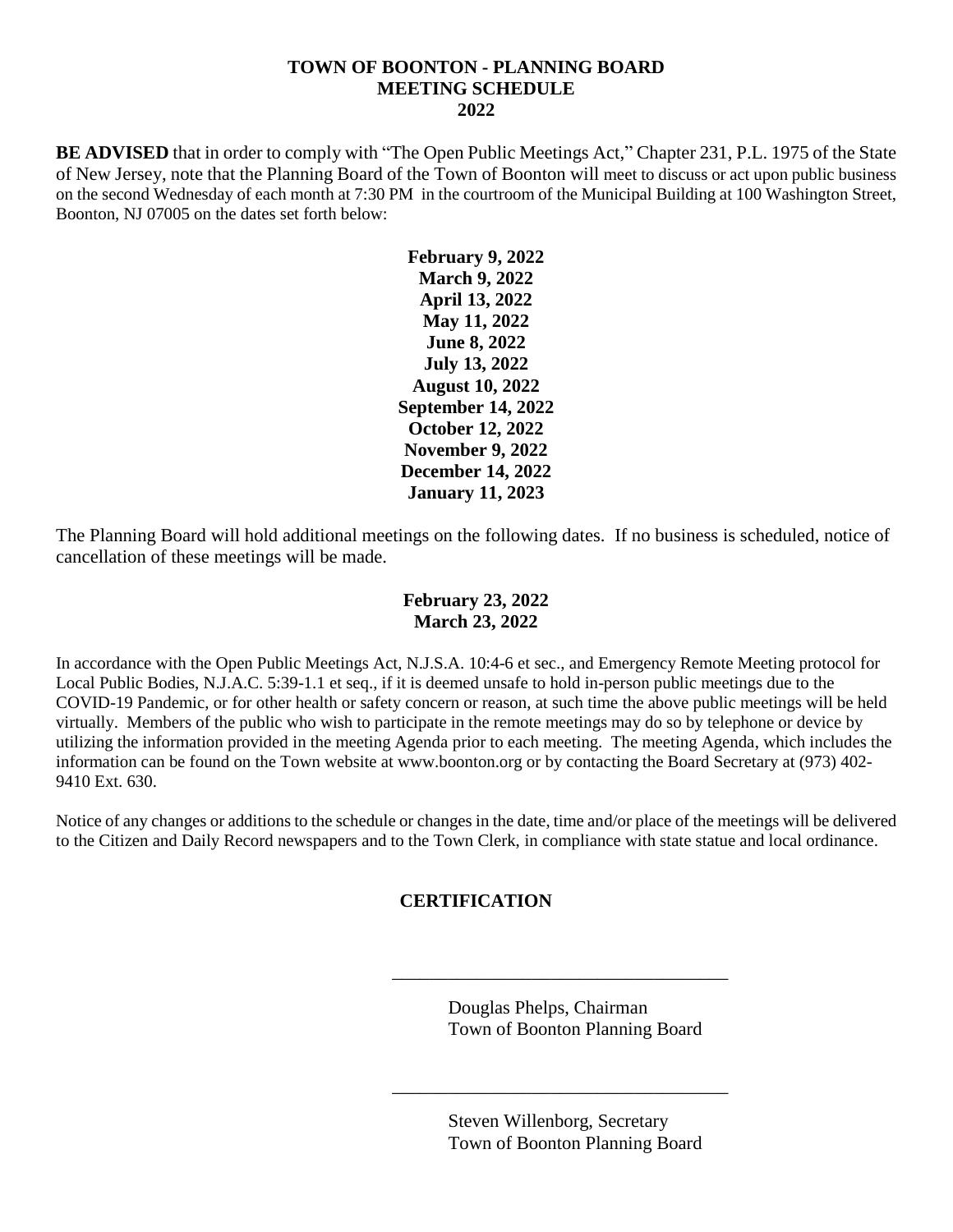**TOWN OF BOONTON - PLANNING BOARD**
**MEETING SCHEDULE**
**2022**

**BE ADVISED** that in order to comply with "The Open Public Meetings Act," Chapter 231, P.L. 1975 of the State of New Jersey, note that the Planning Board of the Town of Boonton will meet to discuss or act upon public business on the second Wednesday of each month at 7:30 PM in the courtroom of the Municipal Building at 100 Washington Street, Boonton, NJ 07005 on the dates set forth below:

**February 9, 2022**
**March 9, 2022**
**April 13, 2022**
**May 11, 2022**
**June 8, 2022**
**July 13, 2022**
**August 10, 2022**
**September 14, 2022**
**October 12, 2022**
**November 9, 2022**
**December 14, 2022**
**January 11, 2023**

The Planning Board will hold additional meetings on the following dates. If no business is scheduled, notice of cancellation of these meetings will be made.

**February 23, 2022**
**March 23, 2022**

In accordance with the Open Public Meetings Act, N.J.S.A. 10:4-6 et sec., and Emergency Remote Meeting protocol for Local Public Bodies, N.J.A.C. 5:39-1.1 et seq., if it is deemed unsafe to hold in-person public meetings due to the COVID-19 Pandemic, or for other health or safety concern or reason, at such time the above public meetings will be held virtually. Members of the public who wish to participate in the remote meetings may do so by telephone or device by utilizing the information provided in the meeting Agenda prior to each meeting. The meeting Agenda, which includes the information can be found on the Town website at www.boonton.org or by contacting the Board Secretary at (973) 402-9410 Ext. 630.

Notice of any changes or additions to the schedule or changes in the date, time and/or place of the meetings will be delivered to the Citizen and Daily Record newspapers and to the Town Clerk, in compliance with state statue and local ordinance.

**CERTIFICATION**

\_\_\_\_\_\_\_\_\_\_\_\_\_\_\_\_\_\_\_\_\_\_\_\_\_\_\_\_\_\_\_\_\_\_\_\_

Douglas Phelps, Chairman
Town of Boonton Planning Board

\_\_\_\_\_\_\_\_\_\_\_\_\_\_\_\_\_\_\_\_\_\_\_\_\_\_\_\_\_\_\_\_\_\_\_\_

Steven Willenborg, Secretary
Town of Boonton Planning Board